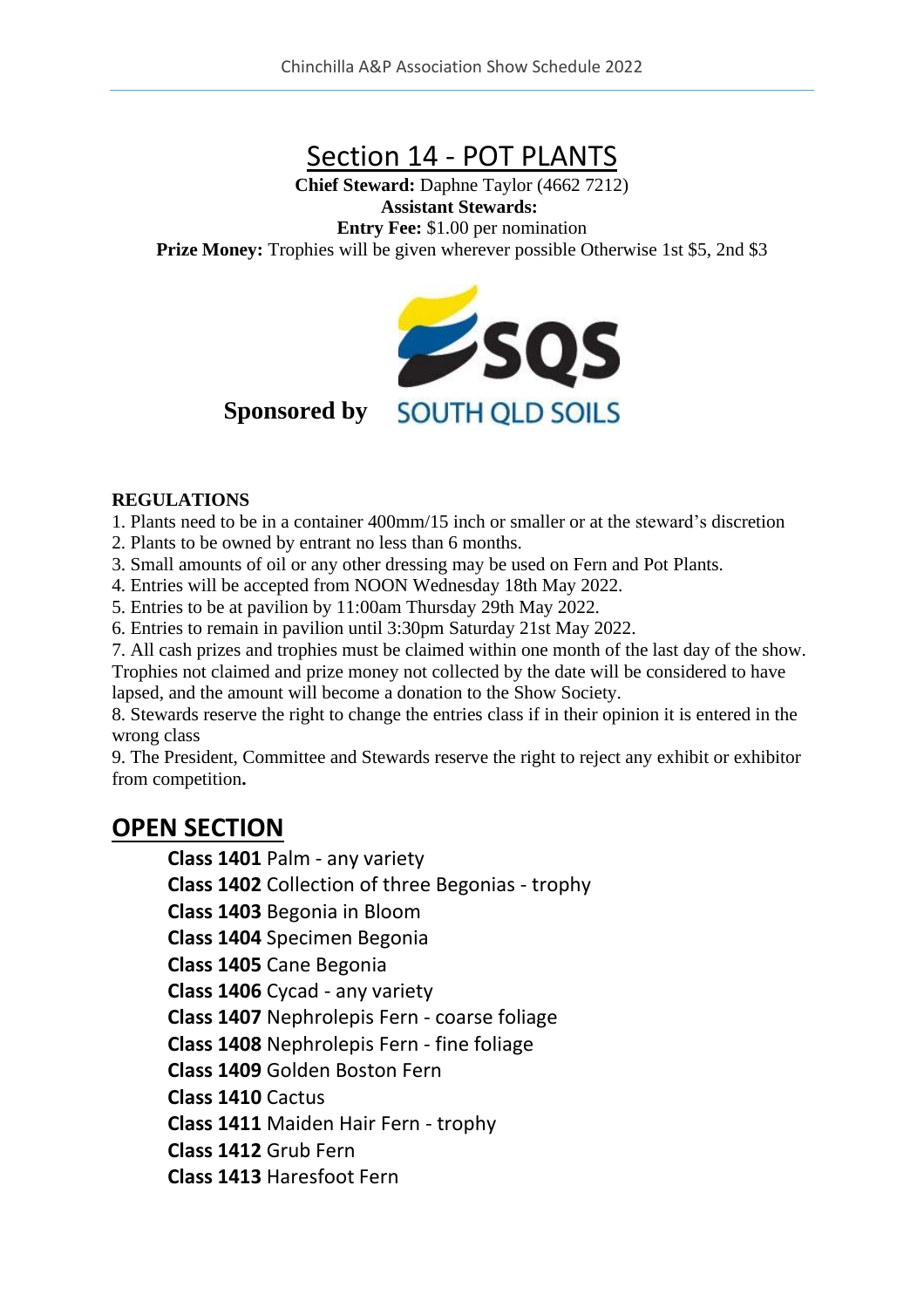# Section 14 - POT PLANTS

**Chief Steward:** Daphne Taylor (4662 7212)
**Assistant Stewards:**
**Entry Fee:** $1.00 per nomination
**Prize Money:** Trophies will be given wherever possible Otherwise 1st $5, 2nd $3

**Sponsored by** SOUTH QLD SOILS

**REGULATIONS**

1. Plants need to be in a container 400mm/15 inch or smaller or at the steward's discretion
2. Plants to be owned by entrant no less than 6 months.
3. Small amounts of oil or any other dressing may be used on Fern and Pot Plants.
4. Entries will be accepted from NOON Wednesday 18th May 2022.
5. Entries to be at pavilion by 11:00am Thursday 29th May 2022.
6. Entries to remain in pavilion until 3:30pm Saturday 21st May 2022.
7. All cash prizes and trophies must be claimed within one month of the last day of the show. Trophies not claimed and prize money not collected by the date will be considered to have lapsed, and the amount will become a donation to the Show Society.
8. Stewards reserve the right to change the entries class if in their opinion it is entered in the wrong class
9. The President, Committee and Stewards reserve the right to reject any exhibit or exhibitor from competition**.**

## OPEN SECTION

**Class 1401** Palm - any variety
**Class 1402** Collection of three Begonias - trophy
**Class 1403** Begonia in Bloom
**Class 1404** Specimen Begonia
**Class 1405** Cane Begonia
**Class 1406** Cycad - any variety
**Class 1407** Nephrolepis Fern - coarse foliage
**Class 1408** Nephrolepis Fern - fine foliage
**Class 1409** Golden Boston Fern
**Class 1410** Cactus
**Class 1411** Maiden Hair Fern - trophy
**Class 1412** Grub Fern
**Class 1413** Haresfoot Fern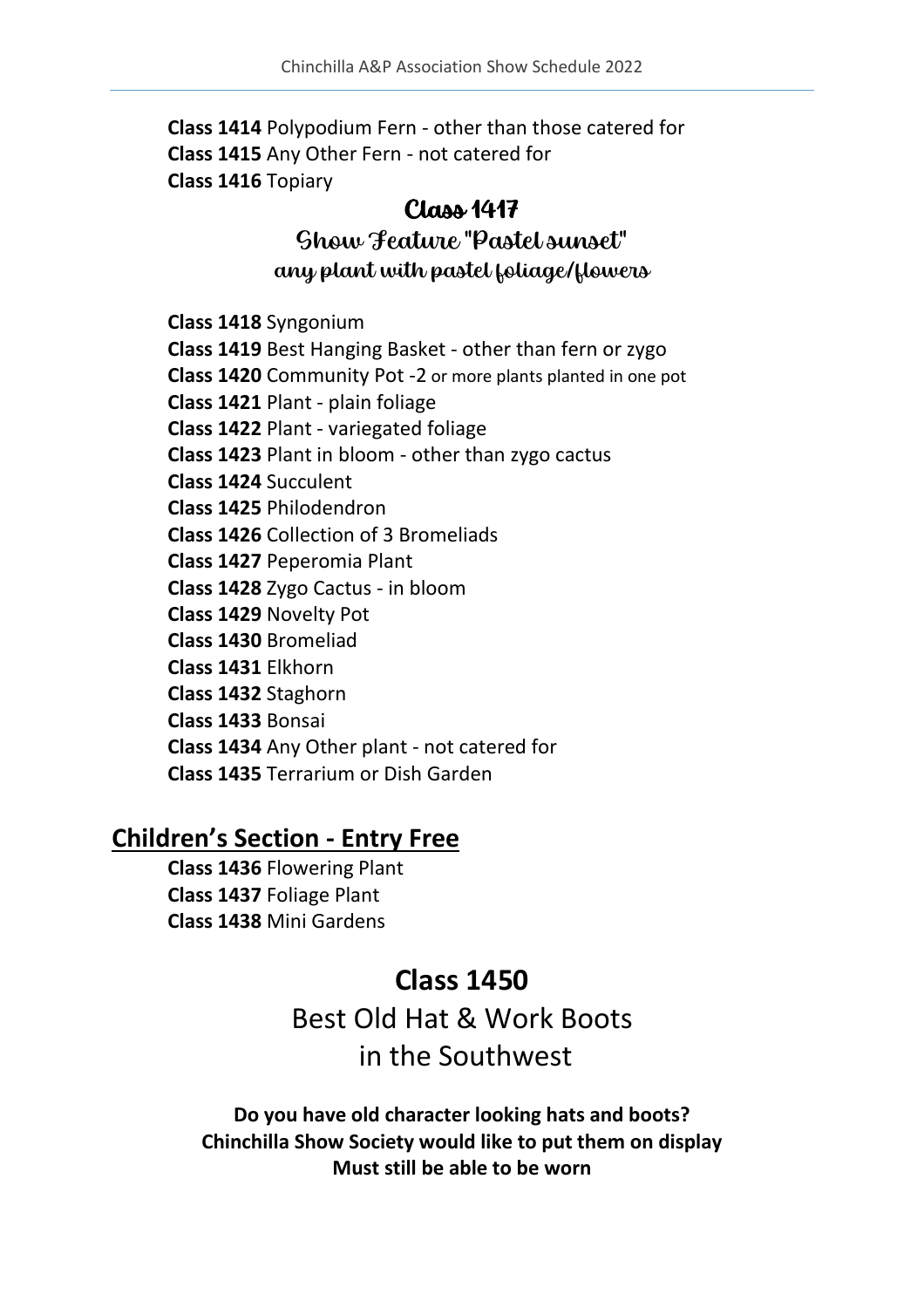**Class 1414** Polypodium Fern - other than those catered for
**Class 1415** Any Other Fern - not catered for
**Class 1416** Topiary

### Class 1417
### Show Feature "Pastel sunset"
any plant with pastel foliage/flowers

**Class 1418** Syngonium
**Class 1419** Best Hanging Basket - other than fern or zygo
**Class 1420** Community Pot -2 or more plants planted in one pot
**Class 1421** Plant - plain foliage
**Class 1422** Plant - variegated foliage
**Class 1423** Plant in bloom - other than zygo cactus
**Class 1424** Succulent
**Class 1425** Philodendron
**Class 1426** Collection of 3 Bromeliads
**Class 1427** Peperomia Plant
**Class 1428** Zygo Cactus - in bloom
**Class 1429** Novelty Pot
**Class 1430** Bromeliad
**Class 1431** Elkhorn
**Class 1432** Staghorn
**Class 1433** Bonsai
**Class 1434** Any Other plant - not catered for
**Class 1435** Terrarium or Dish Garden

## Children's Section - Entry Free

**Class 1436** Flowering Plant
**Class 1437** Foliage Plant
**Class 1438** Mini Gardens

## Class 1450

Best Old Hat & Work Boots
in the Southwest

**Do you have old character looking hats and boots?**
**Chinchilla Show Society would like to put them on display**
**Must still be able to be worn**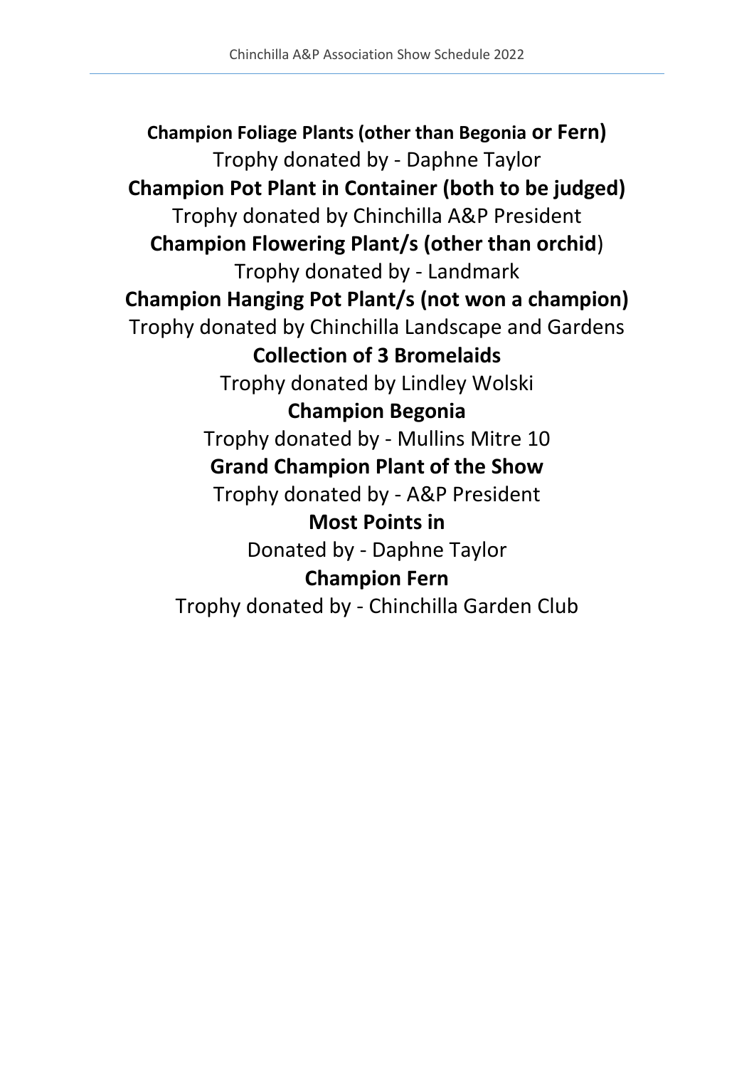**Champion Foliage Plants (other than Begonia or Fern)**

Trophy donated by - Daphne Taylor

**Champion Pot Plant in Container (both to be judged)**

Trophy donated by Chinchilla A&P President

**Champion Flowering Plant/s (other than orchid**)

Trophy donated by - Landmark

**Champion Hanging Pot Plant/s (not won a champion)**

Trophy donated by Chinchilla Landscape and Gardens

**Collection of 3 Bromelaids**

Trophy donated by Lindley Wolski

**Champion Begonia**

Trophy donated by - Mullins Mitre 10

**Grand Champion Plant of the Show**

Trophy donated by - A&P President

**Most Points in**

Donated by - Daphne Taylor

**Champion Fern**

Trophy donated by - Chinchilla Garden Club